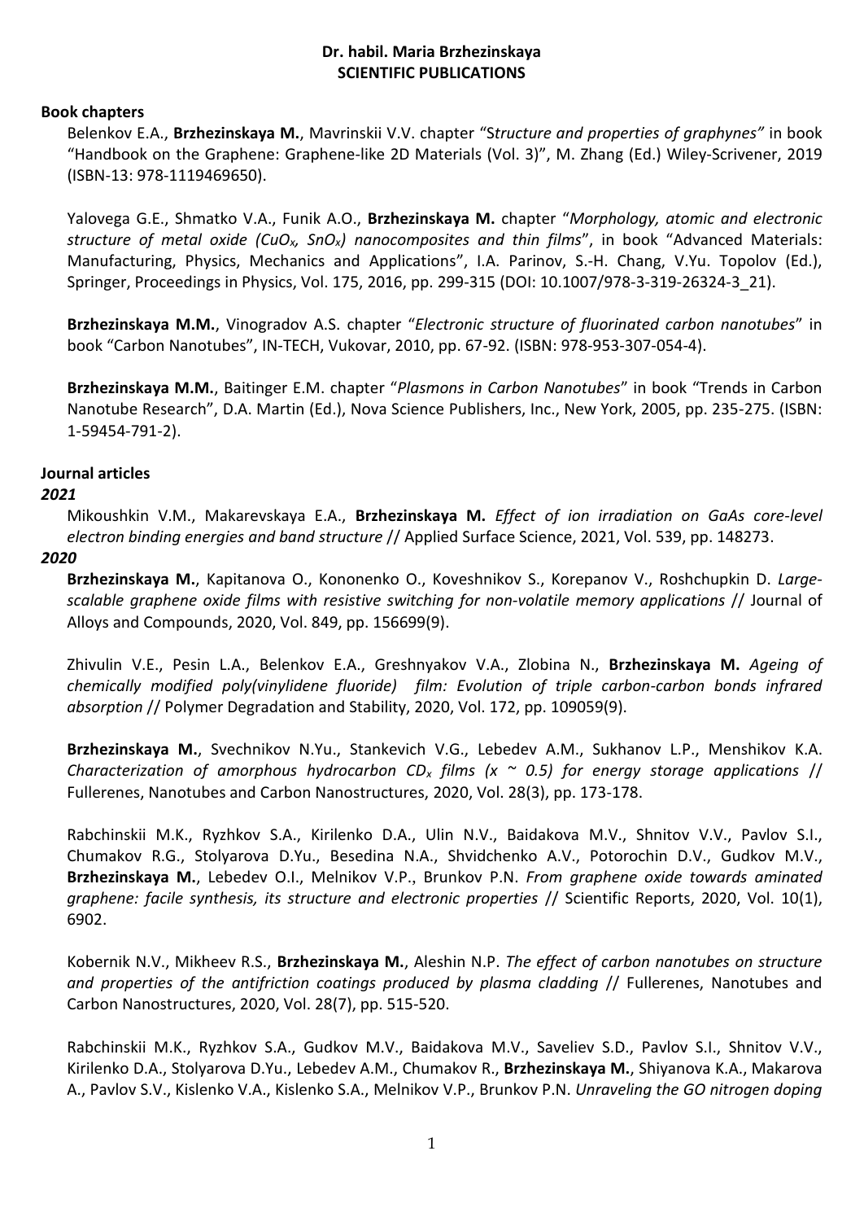**Dr. habil. Maria Brzhezinskaya**
**SCIENTIFIC PUBLICATIONS**

## Book chapters

Belenkov E.A., **Brzhezinskaya M.**, Mavrinskii V.V. chapter "*Structure and properties of graphynes"* in book "Handbook on the Graphene: Graphene-like 2D Materials (Vol. 3)", M. Zhang (Ed.) Wiley-Scrivener, 2019 (ISBN-13: 978-1119469650).

Yalovega G.E., Shmatko V.A., Funik A.O., **Brzhezinskaya M.** chapter "*Morphology, atomic and electronic structure of metal oxide ($CuO_x$, $SnO_x$) nanocomposites and thin films*", in book "Advanced Materials: Manufacturing, Physics, Mechanics and Applications", I.A. Parinov, S.-H. Chang, V.Yu. Topolov (Ed.), Springer, Proceedings in Physics, Vol. 175, 2016, pp. 299-315 (DOI: 10.1007/978-3-319-26324-3_21).

**Brzhezinskaya M.M.**, Vinogradov A.S. chapter "*Electronic structure of fluorinated carbon nanotubes*" in book "Carbon Nanotubes", IN-TECH, Vukovar, 2010, pp. 67-92. (ISBN: 978-953-307-054-4).

**Brzhezinskaya M.M.**, Baitinger E.M. chapter "*Plasmons in Carbon Nanotubes*" in book "Trends in Carbon Nanotube Research", D.A. Martin (Ed.), Nova Science Publishers, Inc., New York, 2005, pp. 235-275. (ISBN: 1-59454-791-2).

## Journal articles

### *2021*

Mikoushkin V.M., Makarevskaya E.A., **Brzhezinskaya M.** *Effect of ion irradiation on GaAs core-level electron binding energies and band structure* // Applied Surface Science, 2021, Vol. 539, pp. 148273.

### *2020*

**Brzhezinskaya M.**, Kapitanova O., Kononenko O., Koveshnikov S., Korepanov V., Roshchupkin D. *Large-scalable graphene oxide films with resistive switching for non-volatile memory applications* // Journal of Alloys and Compounds, 2020, Vol. 849, pp. 156699(9).

Zhivulin V.E., Pesin L.A., Belenkov E.A., Greshnyakov V.A., Zlobina N., **Brzhezinskaya M.** *Ageing of chemically modified poly(vinylidene fluoride) film: Evolution of triple carbon-carbon bonds infrared absorption* // Polymer Degradation and Stability, 2020, Vol. 172, pp. 109059(9).

**Brzhezinskaya M.**, Svechnikov N.Yu., Stankevich V.G., Lebedev A.M., Sukhanov L.P., Menshikov K.A. *Characterization of amorphous hydrocarbon $CD_x$ films ($x \sim 0.5$) for energy storage applications* // Fullerenes, Nanotubes and Carbon Nanostructures, 2020, Vol. 28(3), pp. 173-178.

Rabchinskii M.K., Ryzhkov S.A., Kirilenko D.A., Ulin N.V., Baidakova M.V., Shnitov V.V., Pavlov S.I., Chumakov R.G., Stolyarova D.Yu., Besedina N.A., Shvidchenko A.V., Potorochin D.V., Gudkov M.V., **Brzhezinskaya M.**, Lebedev O.I., Melnikov V.P., Brunkov P.N. *From graphene oxide towards aminated graphene: facile synthesis, its structure and electronic properties* // Scientific Reports, 2020, Vol. 10(1), 6902.

Kobernik N.V., Mikheev R.S., **Brzhezinskaya M.**, Aleshin N.P. *The effect of carbon nanotubes on structure and properties of the antifriction coatings produced by plasma cladding* // Fullerenes, Nanotubes and Carbon Nanostructures, 2020, Vol. 28(7), pp. 515-520.

Rabchinskii M.K., Ryzhkov S.A., Gudkov M.V., Baidakova M.V., Saveliev S.D., Pavlov S.I., Shnitov V.V., Kirilenko D.A., Stolyarova D.Yu., Lebedev A.M., Chumakov R., **Brzhezinskaya M.**, Shiyanova K.A., Makarova A., Pavlov S.V., Kislenko V.A., Kislenko S.A., Melnikov V.P., Brunkov P.N. *Unraveling the GO nitrogen doping*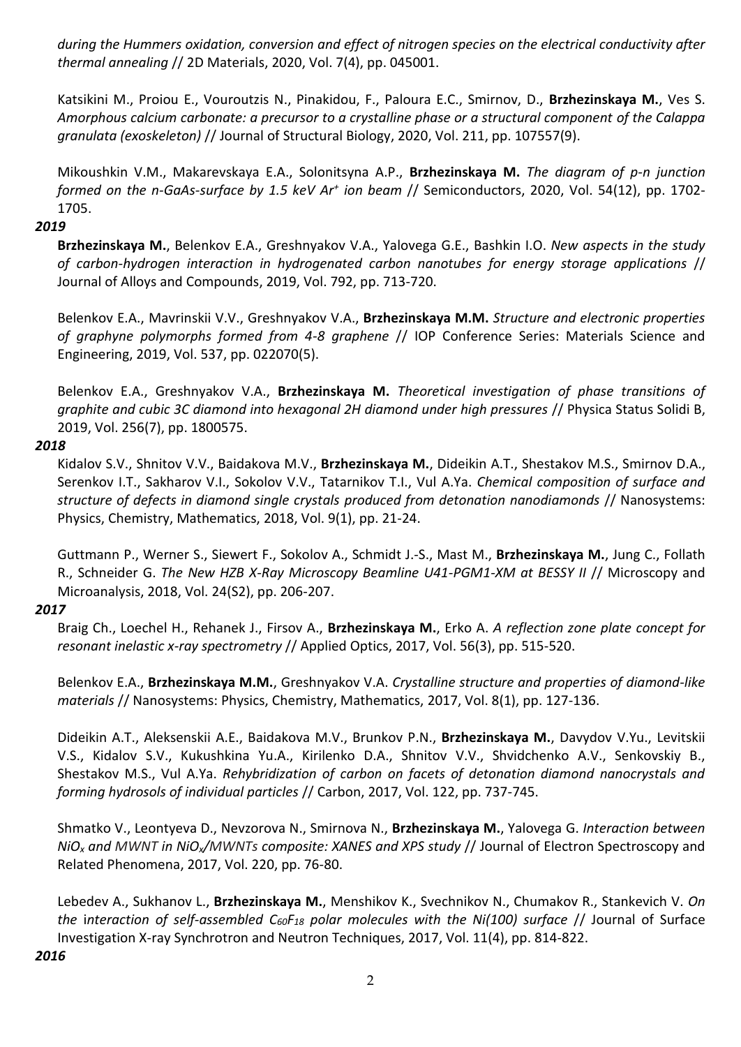*during the Hummers oxidation, conversion and effect of nitrogen species on the electrical conductivity after thermal annealing* // 2D Materials, 2020, Vol. 7(4), pp. 045001.

Katsikini M., Proiou E., Vouroutzis N., Pinakidou, F., Paloura E.C., Smirnov, D., **Brzhezinskaya M.**, Ves S. *Amorphous calcium carbonate: a precursor to a crystalline phase or a structural component of the Calappa granulata (exoskeleton)* // Journal of Structural Biology, 2020, Vol. 211, pp. 107557(9).

Mikoushkin V.M., Makarevskaya E.A., Solonitsyna A.P., **Brzhezinskaya M.** *The diagram of p-n junction formed on the n-GaAs-surface by 1.5 keV $Ar^+$ ion beam* // Semiconductors, 2020, Vol. 54(12), pp. 1702-1705.

***2019***

**Brzhezinskaya M.**, Belenkov E.A., Greshnyakov V.A., Yalovega G.E., Bashkin I.O. *New aspects in the study of carbon-hydrogen interaction in hydrogenated carbon nanotubes for energy storage applications* // Journal of Alloys and Compounds, 2019, Vol. 792, pp. 713-720.

Belenkov E.A., Mavrinskii V.V., Greshnyakov V.A., **Brzhezinskaya M.M.** *Structure and electronic properties of graphyne polymorphs formed from 4-8 graphene* // IOP Conference Series: Materials Science and Engineering, 2019, Vol. 537, pp. 022070(5).

Belenkov E.A., Greshnyakov V.A., **Brzhezinskaya M.** *Theoretical investigation of phase transitions of graphite and cubic 3C diamond into hexagonal 2H diamond under high pressures* // Physica Status Solidi B, 2019, Vol. 256(7), pp. 1800575.

***2018***

Kidalov S.V., Shnitov V.V., Baidakova M.V., **Brzhezinskaya M.**, Dideikin A.T., Shestakov M.S., Smirnov D.A., Serenkov I.T., Sakharov V.I., Sokolov V.V., Tatarnikov T.I., Vul A.Ya. *Chemical composition of surface and structure of defects in diamond single crystals produced from detonation nanodiamonds* // Nanosystems: Physics, Chemistry, Mathematics, 2018, Vol. 9(1), pp. 21-24.

Guttmann P., Werner S., Siewert F., Sokolov A., Schmidt J.-S., Mast M., **Brzhezinskaya M.**, Jung C., Follath R., Schneider G. *The New HZB X-Ray Microscopy Beamline U41-PGM1-XM at BESSY II* // Microscopy and Microanalysis, 2018, Vol. 24(S2), pp. 206-207.

***2017***

Braig Ch., Loechel H., Rehanek J., Firsov A., **Brzhezinskaya M.**, Erko A. *A reflection zone plate concept for resonant inelastic x-ray spectrometry* // Applied Optics, 2017, Vol. 56(3), pp. 515-520.

Belenkov E.A., **Brzhezinskaya M.M.**, Greshnyakov V.A. *Crystalline structure and properties of diamond-like materials* // Nanosystems: Physics, Chemistry, Mathematics, 2017, Vol. 8(1), pp. 127-136.

Dideikin A.T., Aleksenskii A.E., Baidakova M.V., Brunkov P.N., **Brzhezinskaya M.**, Davydov V.Yu., Levitskii V.S., Kidalov S.V., Kukushkina Yu.A., Kirilenko D.A., Shnitov V.V., Shvidchenko A.V., Senkovskiy B., Shestakov M.S., Vul A.Ya. *Rehybridization of carbon on facets of detonation diamond nanocrystals and forming hydrosols of individual particles* // Carbon, 2017, Vol. 122, pp. 737-745.

Shmatko V., Leontyeva D., Nevzorova N., Smirnova N., **Brzhezinskaya M.**, Yalovega G. *Interaction between $NiO_x$ and MWNT in $NiO_x$/MWNTs composite: XANES and XPS study* // Journal of Electron Spectroscopy and Related Phenomena, 2017, Vol. 220, pp. 76-80.

Lebedev A., Sukhanov L., **Brzhezinskaya M.**, Menshikov K., Svechnikov N., Chumakov R., Stankevich V. *On the interaction of self-assembled $C_{60}F_{18}$ polar molecules with the Ni(100) surface* // Journal of Surface Investigation X-ray Synchrotron and Neutron Techniques, 2017, Vol. 11(4), pp. 814-822.

***2016***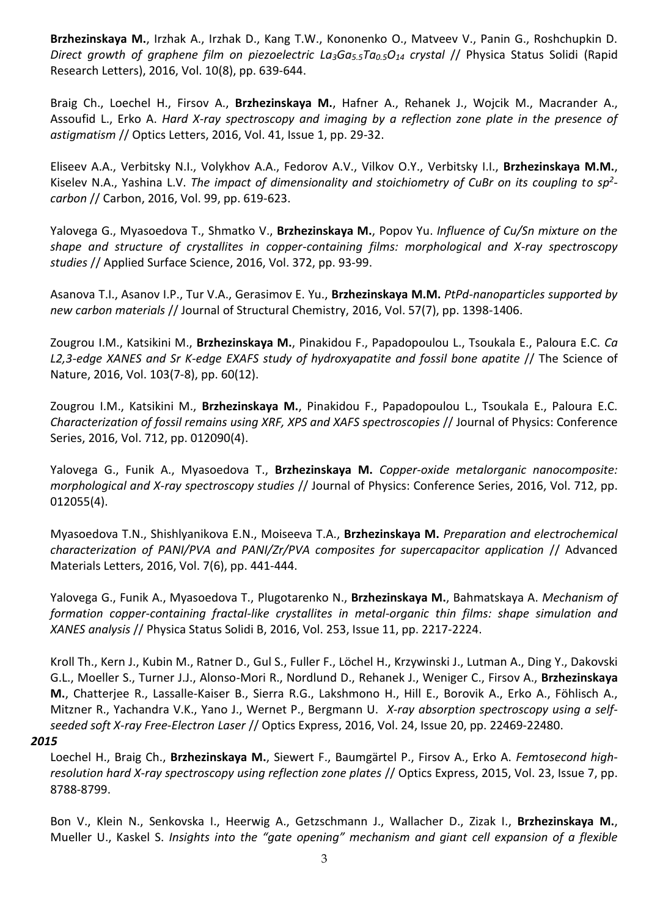**Brzhezinskaya M.**, Irzhak A., Irzhak D., Kang T.W., Kononenko O., Matveev V., Panin G., Roshchupkin D. *Direct growth of graphene film on piezoelectric $La_3Ga_{5.5}Ta_{0.5}O_{14}$ crystal* // Physica Status Solidi (Rapid Research Letters), 2016, Vol. 10(8), pp. 639-644.

Braig Ch., Loechel H., Firsov A., **Brzhezinskaya M.**, Hafner A., Rehanek J., Wojcik M., Macrander A., Assoufid L., Erko A. *Hard X-ray spectroscopy and imaging by a reflection zone plate in the presence of astigmatism* // Optics Letters, 2016, Vol. 41, Issue 1, pp. 29-32.

Eliseev A.A., Verbitsky N.I., Volykhov A.A., Fedorov A.V., Vilkov O.Y., Verbitsky I.I., **Brzhezinskaya M.M.**, Kiselev N.A., Yashina L.V. *The impact of dimensionality and stoichiometry of CuBr on its coupling to $sp^2$-carbon* // Carbon, 2016, Vol. 99, pp. 619-623.

Yalovega G., Myasoedova T., Shmatko V., **Brzhezinskaya M.**, Popov Yu. *Influence of Cu/Sn mixture on the shape and structure of crystallites in copper-containing films: morphological and X-ray spectroscopy studies* // Applied Surface Science, 2016, Vol. 372, pp. 93-99.

Asanova T.I., Asanov I.P., Tur V.A., Gerasimov E. Yu., **Brzhezinskaya M.M.** *PtPd-nanoparticles supported by new carbon materials* // Journal of Structural Chemistry, 2016, Vol. 57(7), pp. 1398-1406.

Zougrou I.M., Katsikini M., **Brzhezinskaya M.**, Pinakidou F., Papadopoulou L., Tsoukala E., Paloura E.C. *Ca L2,3-edge XANES and Sr K-edge EXAFS study of hydroxyapatite and fossil bone apatite* // The Science of Nature, 2016, Vol. 103(7-8), pp. 60(12).

Zougrou I.M., Katsikini M., **Brzhezinskaya M.**, Pinakidou F., Papadopoulou L., Tsoukala E., Paloura E.C. *Characterization of fossil remains using XRF, XPS and XAFS spectroscopies* // Journal of Physics: Conference Series, 2016, Vol. 712, pp. 012090(4).

Yalovega G., Funik A., Myasoedova T., **Brzhezinskaya M.** *Copper-oxide metalorganic nanocomposite: morphological and X-ray spectroscopy studies* // Journal of Physics: Conference Series, 2016, Vol. 712, pp. 012055(4).

Myasoedova T.N., Shishlyanikova E.N., Moiseeva T.A., **Brzhezinskaya M.** *Preparation and electrochemical characterization of PANI/PVA and PANI/Zr/PVA composites for supercapacitor application* // Advanced Materials Letters, 2016, Vol. 7(6), pp. 441-444.

Yalovega G., Funik A., Myasoedova T., Plugotarenko N., **Brzhezinskaya M.**, Bahmatskaya A. *Mechanism of formation copper-containing fractal-like crystallites in metal-organic thin films: shape simulation and XANES analysis* // Physica Status Solidi B, 2016, Vol. 253, Issue 11, pp. 2217-2224.

Kroll Th., Kern J., Kubin M., Ratner D., Gul S., Fuller F., Löchel H., Krzywinski J., Lutman A., Ding Y., Dakovski G.L., Moeller S., Turner J.J., Alonso-Mori R., Nordlund D., Rehanek J., Weniger C., Firsov A., **Brzhezinskaya M.**, Chatterjee R., Lassalle-Kaiser B., Sierra R.G., Lakshmono H., Hill E., Borovik A., Erko A., Föhlisch A., Mitzner R., Yachandra V.K., Yano J., Wernet P., Bergmann U. *X-ray absorption spectroscopy using a self-seeded soft X-ray Free-Electron Laser* // Optics Express, 2016, Vol. 24, Issue 20, pp. 22469-22480.

***2015***

Loechel H., Braig Ch., **Brzhezinskaya M.**, Siewert F., Baumgärtel P., Firsov A., Erko A. *Femtosecond high-resolution hard X-ray spectroscopy using reflection zone plates* // Optics Express, 2015, Vol. 23, Issue 7, pp. 8788-8799.

Bon V., Klein N., Senkovska I., Heerwig A., Getzschmann J., Wallacher D., Zizak I., **Brzhezinskaya M.**, Mueller U., Kaskel S. *Insights into the "gate opening" mechanism and giant cell expansion of a flexible*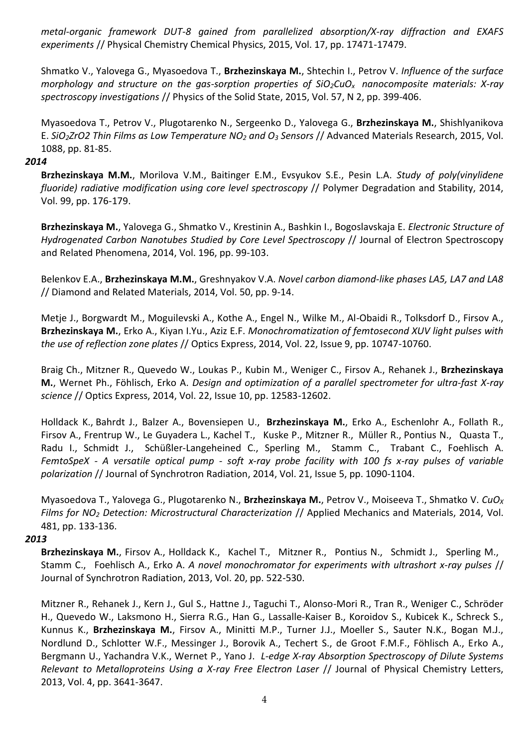*metal-organic framework DUT-8 gained from parallelized absorption/X-ray diffraction and EXAFS experiments* // Physical Chemistry Chemical Physics, 2015, Vol. 17, pp. 17471-17479.

Shmatko V., Yalovega G., Myasoedova T., **Brzhezinskaya M.**, Shtechin I., Petrov V. *Influence of the surface morphology and structure on the gas-sorption properties of $SiO_2CuO_x$ nanocomposite materials: X-ray spectroscopy investigations* // Physics of the Solid State, 2015, Vol. 57, N 2, pp. 399-406.

Myasoedova T., Petrov V., Plugotarenko N., Sergeenko D., Yalovega G., **Brzhezinskaya M.**, Shishlyanikova E. *$SiO_2ZrO2$ Thin Films as Low Temperature $NO_2$ and $O_3$ Sensors* // Advanced Materials Research, 2015, Vol. 1088, pp. 81-85.

***2014***

**Brzhezinskaya M.M.**, Morilova V.M., Baitinger E.M., Evsyukov S.E., Pesin L.A. *Study of poly(vinylidene fluoride) radiative modification using core level spectroscopy* // Polymer Degradation and Stability, 2014, Vol. 99, pp. 176-179.

**Brzhezinskaya M.**, Yalovega G., Shmatko V., Krestinin A., Bashkin I., Bogoslavskaja E. *Electronic Structure of Hydrogenated Carbon Nanotubes Studied by Core Level Spectroscopy* // Journal of Electron Spectroscopy and Related Phenomena, 2014, Vol. 196, pp. 99-103.

Belenkov E.A., **Brzhezinskaya M.M.**, Greshnyakov V.A. *Novel carbon diamond-like phases LA5, LA7 and LA8* // Diamond and Related Materials, 2014, Vol. 50, pp. 9-14.

Metje J., Borgwardt M., Moguilevski A., Kothe A., Engel N., Wilke M., Al-Obaidi R., Tolksdorf D., Firsov A., **Brzhezinskaya M.**, Erko A., Kiyan I.Yu., Aziz E.F. *Monochromatization of femtosecond XUV light pulses with the use of reflection zone plates* // Optics Express, 2014, Vol. 22, Issue 9, pp. 10747-10760.

Braig Ch., Mitzner R., Quevedo W., Loukas P., Kubin M., Weniger C., Firsov A., Rehanek J., **Brzhezinskaya M.**, Wernet Ph., Föhlisch, Erko A. *Design and optimization of a parallel spectrometer for ultra-fast X-ray science* // Optics Express, 2014, Vol. 22, Issue 10, pp. 12583-12602.

Holldack K., Bahrdt J., Balzer A., Bovensiepen U., **Brzhezinskaya M.**, Erko A., Eschenlohr A., Follath R., Firsov A., Frentrup W., Le Guyadera L., Kachel T., Kuske P., Mitzner R., Müller R., Pontius N., Quasta T., Radu I., Schmidt J., Schüßler-Langeheined C., Sperling M., Stamm C., Trabant C., Foehlisch A. *FemtoSpeX - A versatile optical pump - soft x-ray probe facility with 100 fs x-ray pulses of variable polarization* // Journal of Synchrotron Radiation, 2014, Vol. 21, Issue 5, pp. 1090-1104.

Myasoedova T., Yalovega G., Plugotarenko N., **Brzhezinskaya M.**, Petrov V., Moiseeva T., Shmatko V. *$CuO_X$ Films for $NO_2$ Detection: Microstructural Characterization* // Applied Mechanics and Materials, 2014, Vol. 481, pp. 133-136.

***2013***

**Brzhezinskaya M.**, Firsov A., Holldack K., Kachel T., Mitzner R., Pontius N., Schmidt J., Sperling M., Stamm C., Foehlisch A., Erko A. *A novel monochromator for experiments with ultrashort x-ray pulses* // Journal of Synchrotron Radiation, 2013, Vol. 20, pp. 522-530.

Mitzner R., Rehanek J., Kern J., Gul S., Hattne J., Taguchi T., Alonso-Mori R., Tran R., Weniger C., Schröder H., Quevedo W., Laksmono H., Sierra R.G., Han G., Lassalle-Kaiser B., Koroidov S., Kubicek K., Schreck S., Kunnus K., **Brzhezinskaya M.**, Firsov A., Minitti M.P., Turner J.J., Moeller S., Sauter N.K., Bogan M.J., Nordlund D., Schlotter W.F., Messinger J., Borovik A., Techert S., de Groot F.M.F., Föhlisch A., Erko A., Bergmann U., Yachandra V.K., Wernet P., Yano J. *L-edge X-ray Absorption Spectroscopy of Dilute Systems Relevant to Metalloproteins Using a X-ray Free Electron Laser* // Journal of Physical Chemistry Letters, 2013, Vol. 4, pp. 3641-3647.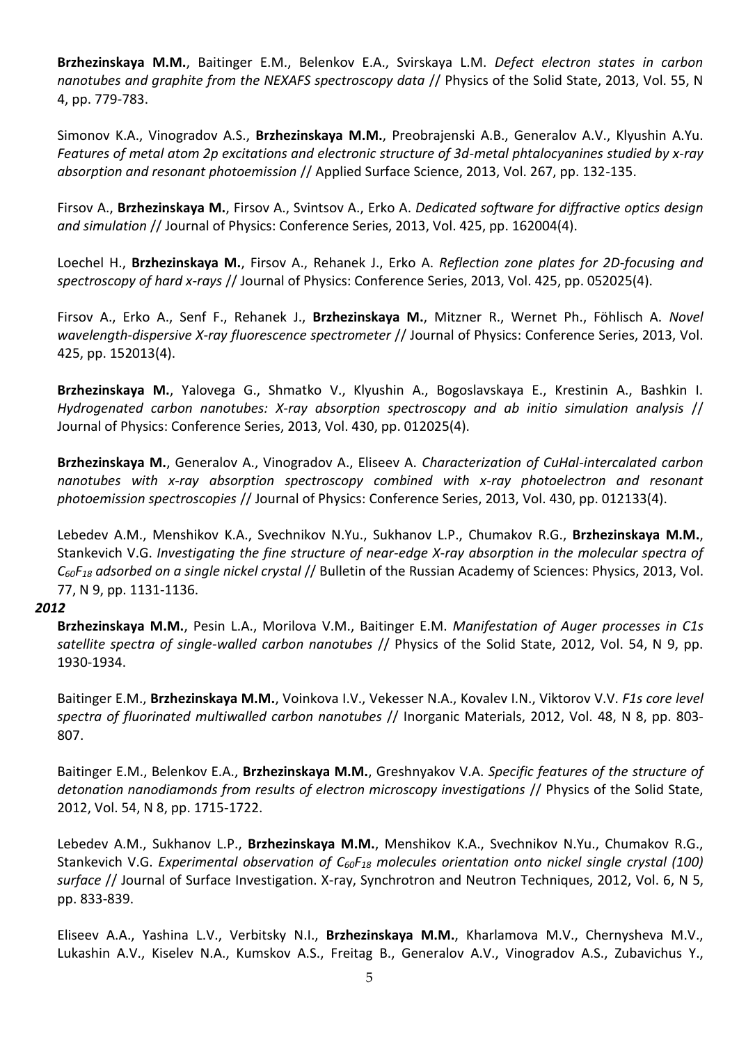**Brzhezinskaya M.M.**, Baitinger E.M., Belenkov E.A., Svirskaya L.M. *Defect electron states in carbon nanotubes and graphite from the NEXAFS spectroscopy data* // Physics of the Solid State, 2013, Vol. 55, N 4, pp. 779-783.

Simonov K.A., Vinogradov A.S., **Brzhezinskaya M.M.**, Preobrajenski A.B., Generalov A.V., Klyushin A.Yu. *Features of metal atom 2p excitations and electronic structure of 3d-metal phtalocyanines studied by x-ray absorption and resonant photoemission* // Applied Surface Science, 2013, Vol. 267, pp. 132-135.

Firsov A., **Brzhezinskaya M.**, Firsov A., Svintsov A., Erko A. *Dedicated software for diffractive optics design and simulation* // Journal of Physics: Conference Series, 2013, Vol. 425, pp. 162004(4).

Loechel H., **Brzhezinskaya M.**, Firsov A., Rehanek J., Erko A. *Reflection zone plates for 2D-focusing and spectroscopy of hard x-rays* // Journal of Physics: Conference Series, 2013, Vol. 425, pp. 052025(4).

Firsov A., Erko A., Senf F., Rehanek J., **Brzhezinskaya M.**, Mitzner R., Wernet Ph., Föhlisch A. *Novel wavelength-dispersive X-ray fluorescence spectrometer* // Journal of Physics: Conference Series, 2013, Vol. 425, pp. 152013(4).

**Brzhezinskaya M.**, Yalovega G., Shmatko V., Klyushin A., Bogoslavskaya E., Krestinin A., Bashkin I. *Hydrogenated carbon nanotubes: X-ray absorption spectroscopy and ab initio simulation analysis* // Journal of Physics: Conference Series, 2013, Vol. 430, pp. 012025(4).

**Brzhezinskaya M.**, Generalov A., Vinogradov A., Eliseev A. *Characterization of CuHal-intercalated carbon nanotubes with x-ray absorption spectroscopy combined with x-ray photoelectron and resonant photoemission spectroscopies* // Journal of Physics: Conference Series, 2013, Vol. 430, pp. 012133(4).

Lebedev A.M., Menshikov K.A., Svechnikov N.Yu., Sukhanov L.P., Chumakov R.G., **Brzhezinskaya M.M.**, Stankevich V.G. *Investigating the fine structure of near-edge X-ray absorption in the molecular spectra of $C_{60}F_{18}$ adsorbed on a single nickel crystal* // Bulletin of the Russian Academy of Sciences: Physics, 2013, Vol. 77, N 9, pp. 1131-1136.

***2012***

**Brzhezinskaya M.M.**, Pesin L.A., Morilova V.M., Baitinger E.M. *Manifestation of Auger processes in C1s satellite spectra of single-walled carbon nanotubes* // Physics of the Solid State, 2012, Vol. 54, N 9, pp. 1930-1934.

Baitinger E.M., **Brzhezinskaya M.M.**, Voinkova I.V., Vekesser N.A., Kovalev I.N., Viktorov V.V. *F1s core level spectra of fluorinated multiwalled carbon nanotubes* // Inorganic Materials, 2012, Vol. 48, N 8, pp. 803-807.

Baitinger E.M., Belenkov E.A., **Brzhezinskaya M.M.**, Greshnyakov V.A. *Specific features of the structure of detonation nanodiamonds from results of electron microscopy investigations* // Physics of the Solid State, 2012, Vol. 54, N 8, pp. 1715-1722.

Lebedev A.M., Sukhanov L.P., **Brzhezinskaya M.M.**, Menshikov K.A., Svechnikov N.Yu., Chumakov R.G., Stankevich V.G. *Experimental observation of $C_{60}F_{18}$ molecules orientation onto nickel single crystal (100) surface* // Journal of Surface Investigation. X-ray, Synchrotron and Neutron Techniques, 2012, Vol. 6, N 5, pp. 833-839.

Eliseev A.A., Yashina L.V., Verbitsky N.I., **Brzhezinskaya M.M.**, Kharlamova M.V., Chernysheva M.V., Lukashin A.V., Kiselev N.A., Kumskov A.S., Freitag B., Generalov A.V., Vinogradov A.S., Zubavichus Y.,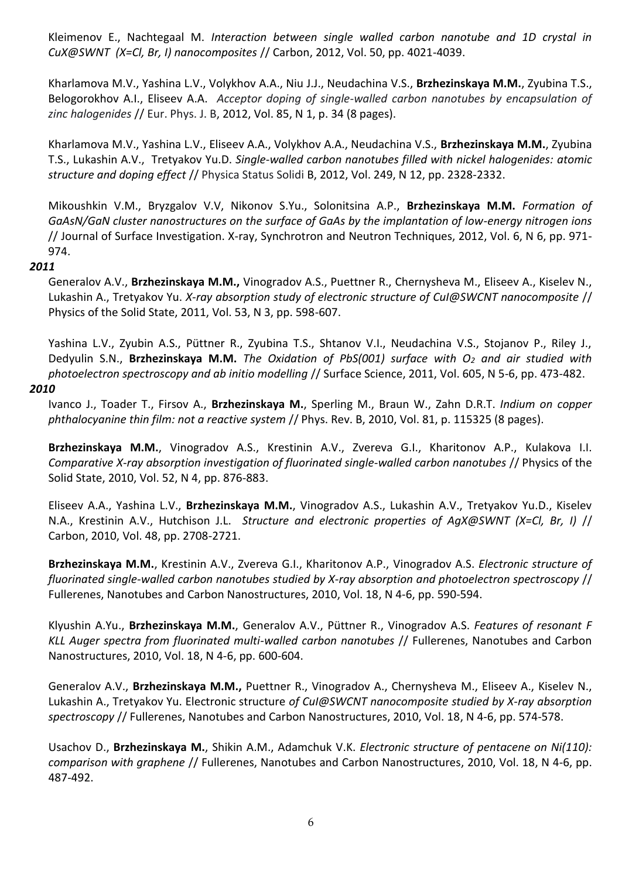Kleimenov E., Nachtegaal M. *Interaction between single walled carbon nanotube and 1D crystal in CuX@SWNT (X=Cl, Br, I) nanocomposites* // Carbon, 2012, Vol. 50, pp. 4021-4039.

Kharlamova M.V., Yashina L.V., Volykhov A.A., Niu J.J., Neudachina V.S., **Brzhezinskaya M.M.**, Zyubina T.S., Belogorokhov A.I., Eliseev A.A. *Acceptor doping of single-walled carbon nanotubes by encapsulation of zinc halogenides* // Eur. Phys. J. B, 2012, Vol. 85, N 1, p. 34 (8 pages).

Kharlamova M.V., Yashina L.V., Eliseev A.A., Volykhov A.A., Neudachina V.S., **Brzhezinskaya M.M.**, Zyubina T.S., Lukashin A.V., Tretyakov Yu.D. *Single-walled carbon nanotubes filled with nickel halogenides: atomic structure and doping effect* // Physica Status Solidi B, 2012, Vol. 249, N 12, pp. 2328-2332.

Mikoushkin V.M., Bryzgalov V.V, Nikonov S.Yu., Solonitsina A.P., **Brzhezinskaya M.M.** *Formation of GaAsN/GaN cluster nanostructures on the surface of GaAs by the implantation of low-energy nitrogen ions* // Journal of Surface Investigation. X-ray, Synchrotron and Neutron Techniques, 2012, Vol. 6, N 6, pp. 971-974.

***2011***

Generalov A.V., **Brzhezinskaya M.M.,** Vinogradov A.S., Puettner R., Chernysheva M., Eliseev A., Kiselev N., Lukashin A., Tretyakov Yu. *X-ray absorption study of electronic structure of CuI@SWCNT nanocomposite* // Physics of the Solid State, 2011, Vol. 53, N 3, pp. 598-607.

Yashina L.V., Zyubin A.S., Püttner R., Zyubina T.S., Shtanov V.I., Neudachina V.S., Stojanov P., Riley J., Dedyulin S.N., **Brzhezinskaya M.M.** *The Oxidation of PbS(001) surface with $O_2$ and air studied with photoelectron spectroscopy and ab initio modelling* // Surface Science, 2011, Vol. 605, N 5-6, pp. 473-482.

***2010***

Ivanco J., Toader T., Firsov A., **Brzhezinskaya M.**, Sperling M., Braun W., Zahn D.R.T. *Indium on copper phthalocyanine thin film: not a reactive system* // Phys. Rev. B, 2010, Vol. 81, p. 115325 (8 pages).

**Brzhezinskaya M.M.**, Vinogradov A.S., Krestinin A.V., Zvereva G.I., Kharitonov A.P., Kulakova I.I. *Comparative X-ray absorption investigation of fluorinated single-walled carbon nanotubes* // Physics of the Solid State, 2010, Vol. 52, N 4, pp. 876-883.

Eliseev A.A., Yashina L.V., **Brzhezinskaya M.M.**, Vinogradov A.S., Lukashin A.V., Tretyakov Yu.D., Kiselev N.A., Krestinin A.V., Hutchison J.L. *Structure and electronic properties of AgX@SWNT (X=Cl, Br, I)* // Carbon, 2010, Vol. 48, pp. 2708-2721.

**Brzhezinskaya M.M.**, Krestinin A.V., Zvereva G.I., Kharitonov A.P., Vinogradov A.S. *Electronic structure of fluorinated single-walled carbon nanotubes studied by X-ray absorption and photoelectron spectroscopy* // Fullerenes, Nanotubes and Carbon Nanostructures, 2010, Vol. 18, N 4-6, pp. 590-594.

Klyushin A.Yu., **Brzhezinskaya M.M.**, Generalov A.V., Püttner R., Vinogradov A.S. *Features of resonant F KLL Auger spectra from fluorinated multi-walled carbon nanotubes* // Fullerenes, Nanotubes and Carbon Nanostructures, 2010, Vol. 18, N 4-6, pp. 600-604.

Generalov A.V., **Brzhezinskaya M.M.,** Puettner R., Vinogradov A., Chernysheva M., Eliseev A., Kiselev N., Lukashin A., Tretyakov Yu. Electronic structure *of CuI@SWCNT nanocomposite studied by X-ray absorption spectroscopy* // Fullerenes, Nanotubes and Carbon Nanostructures, 2010, Vol. 18, N 4-6, pp. 574-578.

Usachov D., **Brzhezinskaya M.**, Shikin A.M., Adamchuk V.K. *Electronic structure of pentacene on Ni(110): comparison with graphene* // Fullerenes, Nanotubes and Carbon Nanostructures, 2010, Vol. 18, N 4-6, pp. 487-492.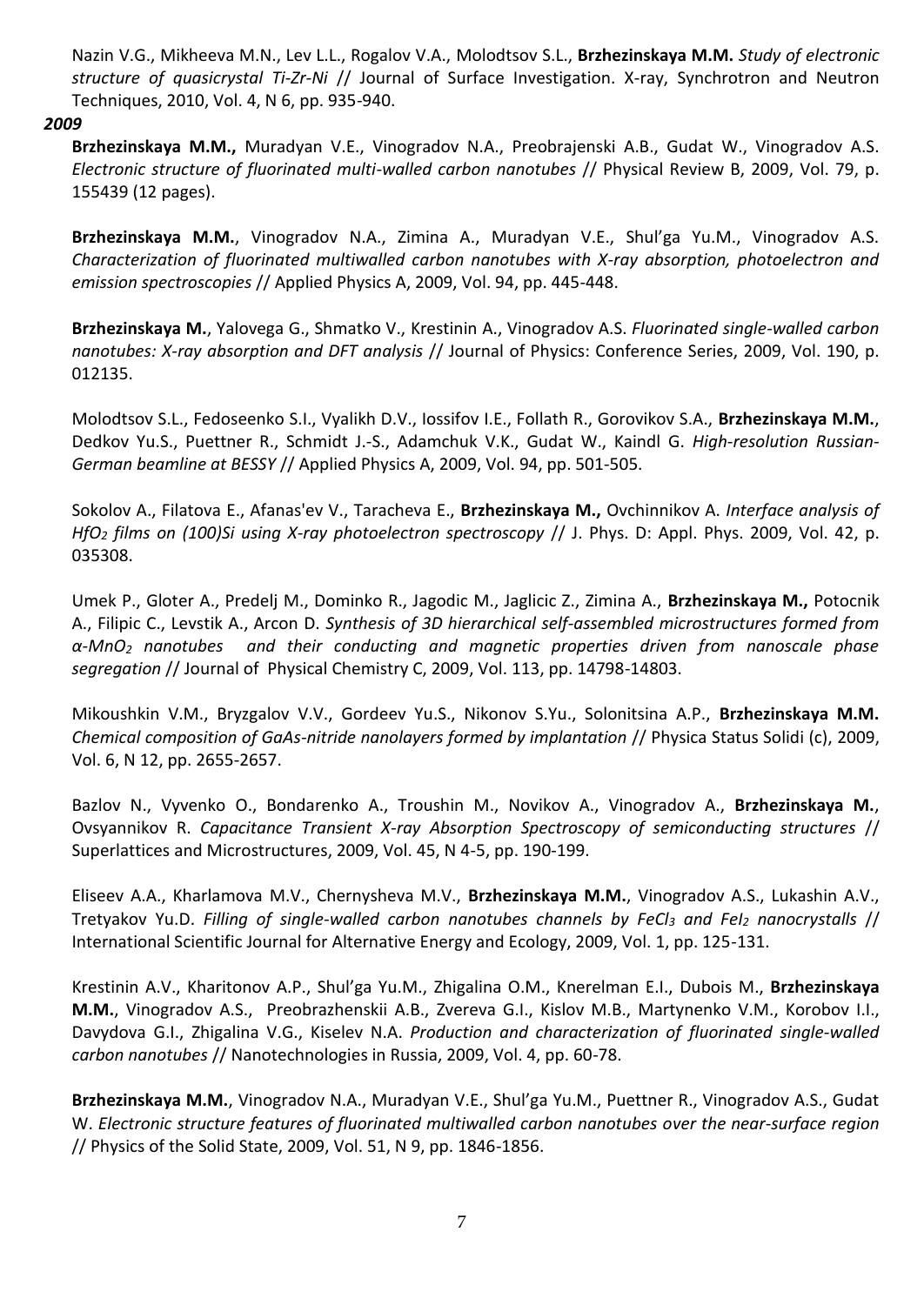Nazin V.G., Mikheeva M.N., Lev L.L., Rogalov V.A., Molodtsov S.L., **Brzhezinskaya M.M.** *Study of electronic structure of quasicrystal Ti-Zr-Ni* // Journal of Surface Investigation. X-ray, Synchrotron and Neutron Techniques, 2010, Vol. 4, N 6, pp. 935-940.

***2009***

**Brzhezinskaya M.M.,** Muradyan V.E., Vinogradov N.A., Preobrajenski A.B., Gudat W., Vinogradov A.S. *Electronic structure of fluorinated multi-walled carbon nanotubes* // Physical Review B, 2009, Vol. 79, p. 155439 (12 pages).

**Brzhezinskaya M.M.**, Vinogradov N.A., Zimina A., Muradyan V.E., Shul'ga Yu.M., Vinogradov A.S. *Characterization of fluorinated multiwalled carbon nanotubes with X-ray absorption, photoelectron and emission spectroscopies* // Applied Physics A, 2009, Vol. 94, pp. 445-448.

**Brzhezinskaya M.**, Yalovega G., Shmatko V., Krestinin A., Vinogradov A.S. *Fluorinated single-walled carbon nanotubes: X-ray absorption and DFT analysis* // Journal of Physics: Conference Series, 2009, Vol. 190, p. 012135.

Molodtsov S.L., Fedoseenko S.I., Vyalikh D.V., Iossifov I.E., Follath R., Gorovikov S.A., **Brzhezinskaya M.M.**, Dedkov Yu.S., Puettner R., Schmidt J.-S., Adamchuk V.K., Gudat W., Kaindl G. *High-resolution Russian-German beamline at BESSY* // Applied Physics A, 2009, Vol. 94, pp. 501-505.

Sokolov A., Filatova E., Afanas'ev V., Taracheva E., **Brzhezinskaya M.,** Ovchinnikov A. *Interface analysis of $HfO_2$ films on (100)Si using X-ray photoelectron spectroscopy* // J. Phys. D: Appl. Phys. 2009, Vol. 42, p. 035308.

Umek P., Gloter A., Predelj M., Dominko R., Jagodic M., Jaglicic Z., Zimina A., **Brzhezinskaya M.,** Potocnik A., Filipic C., Levstik A., Arcon D. *Synthesis of 3D hierarchical self-assembled microstructures formed from α-$MnO_2$ nanotubes and their conducting and magnetic properties driven from nanoscale phase segregation* // Journal of Physical Chemistry C, 2009, Vol. 113, pp. 14798-14803.

Mikoushkin V.M., Bryzgalov V.V., Gordeev Yu.S., Nikonov S.Yu., Solonitsina A.P., **Brzhezinskaya M.M.** *Chemical composition of GaAs-nitride nanolayers formed by implantation* // Physica Status Solidi (c), 2009, Vol. 6, N 12, pp. 2655-2657.

Bazlov N., Vyvenko O., Bondarenko A., Troushin M., Novikov A., Vinogradov A., **Brzhezinskaya M.**, Ovsyannikov R. *Capacitance Transient X-ray Absorption Spectroscopy of semiconducting structures* // Superlattices and Microstructures, 2009, Vol. 45, N 4-5, pp. 190-199.

Eliseev A.A., Kharlamova M.V., Chernysheva M.V., **Brzhezinskaya M.M.**, Vinogradov A.S., Lukashin A.V., Tretyakov Yu.D. *Filling of single-walled carbon nanotubes channels by $FeCl_3$ and $FeI_2$ nanocrystalls* // International Scientific Journal for Alternative Energy and Ecology, 2009, Vol. 1, pp. 125-131.

Krestinin A.V., Kharitonov A.P., Shul'ga Yu.M., Zhigalina O.M., Knerelman E.I., Dubois M., **Brzhezinskaya M.M.**, Vinogradov A.S., Preobrazhenskii A.B., Zvereva G.I., Kislov M.B., Martynenko V.M., Korobov I.I., Davydova G.I., Zhigalina V.G., Kiselev N.A. *Production and characterization of fluorinated single-walled carbon nanotubes* // Nanotechnologies in Russia, 2009, Vol. 4, pp. 60-78.

**Brzhezinskaya M.M.**, Vinogradov N.A., Muradyan V.E., Shul'ga Yu.M., Puettner R., Vinogradov A.S., Gudat W. *Electronic structure features of fluorinated multiwalled carbon nanotubes over the near-surface region* // Physics of the Solid State, 2009, Vol. 51, N 9, pp. 1846-1856.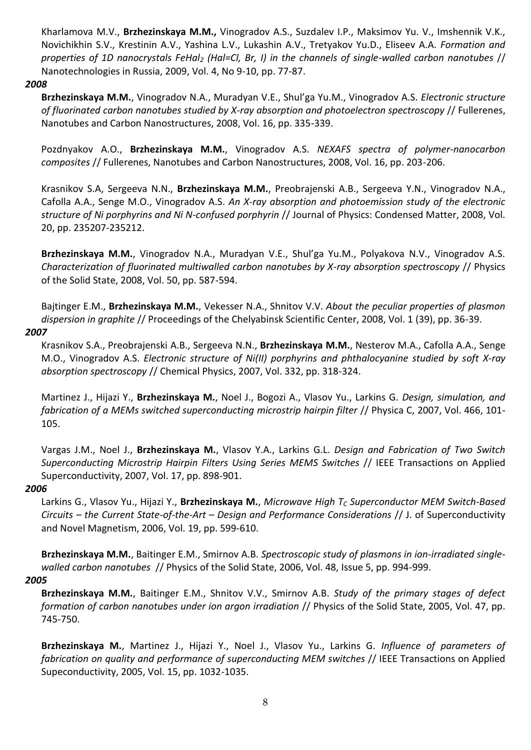Kharlamova M.V., **Brzhezinskaya M.M.,** Vinogradov A.S., Suzdalev I.P., Maksimov Yu. V., Imshennik V.K., Novichikhin S.V., Krestinin A.V., Yashina L.V., Lukashin A.V., Tretyakov Yu.D., Eliseev A.A. *Formation and properties of 1D nanocrystals $FeHal_2$ (Hal=Cl, Br, I) in the channels of single-walled carbon nanotubes* // Nanotechnologies in Russia, 2009, Vol. 4, No 9-10, pp. 77-87.

***2008***

**Brzhezinskaya M.M.**, Vinogradov N.A., Muradyan V.E., Shul'ga Yu.M., Vinogradov A.S. *Electronic structure of fluorinated carbon nanotubes studied by X-ray absorption and photoelectron spectroscopy* // Fullerenes, Nanotubes and Carbon Nanostructures, 2008, Vol. 16, pp. 335-339.

Pozdnyakov A.O., **Brzhezinskaya M.M.**, Vinogradov A.S. *NEXAFS spectra of polymer-nanocarbon composites* // Fullerenes, Nanotubes and Carbon Nanostructures, 2008, Vol. 16, pp. 203-206.

Krasnikov S.A, Sergeeva N.N., **Brzhezinskaya M.M.**, Preobrajenski A.B., Sergeeva Y.N., Vinogradov N.A., Cafolla A.A., Senge M.O., Vinogradov A.S. *An X-ray absorption and photoemission study of the electronic structure of Ni porphyrins and Ni N-confused porphyrin* // Journal of Physics: Condensed Matter, 2008, Vol. 20, pp. 235207-235212.

**Brzhezinskaya M.M.**, Vinogradov N.A., Muradyan V.E., Shul'ga Yu.M., Polyakova N.V., Vinogradov A.S. *Characterization of fluorinated multiwalled carbon nanotubes by X-ray absorption spectroscopy* // Physics of the Solid State, 2008, Vol. 50, pp. 587-594.

Bajtinger E.M., **Brzhezinskaya M.M.**, Vekesser N.A., Shnitov V.V. *About the peculiar properties of plasmon dispersion in graphite* // Proceedings of the Chelyabinsk Scientific Center, 2008, Vol. 1 (39), pp. 36-39.

***2007***

Krasnikov S.A., Preobrajenski A.B., Sergeeva N.N., **Brzhezinskaya M.M.**, Nesterov M.A., Cafolla A.A., Senge M.O., Vinogradov A.S. *Electronic structure of Ni(II) porphyrins and phthalocyanine studied by soft X-ray absorption spectroscopy* // Chemical Physics, 2007, Vol. 332, pp. 318-324.

Martinez J., Hijazi Y., **Brzhezinskaya M.**, Noel J., Bogozi A., Vlasov Yu., Larkins G. *Design, simulation, and fabrication of a MEMs switched superconducting microstrip hairpin filter* // Physica C, 2007, Vol. 466, 101-105.

Vargas J.M., Noel J., **Brzhezinskaya M.**, Vlasov Y.A., Larkins G.L. *Design and Fabrication of Two Switch Superconducting Microstrip Hairpin Filters Using Series MEMS Switches* // IEEE Transactions on Applied Superconductivity, 2007, Vol. 17, pp. 898-901.

***2006***

Larkins G., Vlasov Yu., Hijazi Y., **Brzhezinskaya M.**, *Microwave High $T_C$ Superconductor MEM Switch-Based Circuits – the Current State-of-the-Art – Design and Performance Considerations* // J. of Superconductivity and Novel Magnetism, 2006, Vol. 19, pp. 599-610.

**Brzhezinskaya M.M.**, Baitinger E.M., Smirnov A.B. *Spectroscopic study of plasmons in ion-irradiated single-walled carbon nanotubes* // Physics of the Solid State, 2006, Vol. 48, Issue 5, pp. 994-999.

***2005***

**Brzhezinskaya M.M.**, Baitinger E.M., Shnitov V.V., Smirnov A.B. *Study of the primary stages of defect formation of carbon nanotubes under ion argon irradiation* // Physics of the Solid State, 2005, Vol. 47, pp. 745-750.

**Brzhezinskaya M.**, Martinez J., Hijazi Y., Noel J., Vlasov Yu., Larkins G. *Influence of parameters of fabrication on quality and performance of superconducting MEM switches* // IEEE Transactions on Applied Supeconductivity, 2005, Vol. 15, pp. 1032-1035.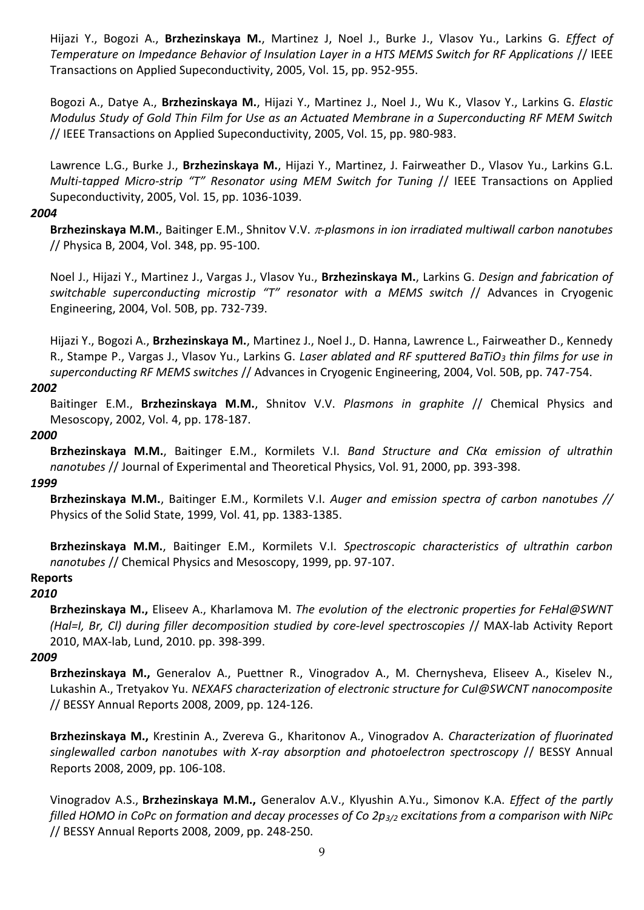Hijazi Y., Bogozi A., **Brzhezinskaya M.**, Martinez J, Noel J., Burke J., Vlasov Yu., Larkins G. *Effect of Temperature on Impedance Behavior of Insulation Layer in a HTS MEMS Switch for RF Applications* // IEEE Transactions on Applied Supeconductivity, 2005, Vol. 15, pp. 952-955.

Bogozi A., Datye A., **Brzhezinskaya M.**, Hijazi Y., Martinez J., Noel J., Wu K., Vlasov Y., Larkins G. *Elastic Modulus Study of Gold Thin Film for Use as an Actuated Membrane in a Superconducting RF MEM Switch* // IEEE Transactions on Applied Supeconductivity, 2005, Vol. 15, pp. 980-983.

Lawrence L.G., Burke J., **Brzhezinskaya M.**, Hijazi Y., Martinez, J. Fairweather D., Vlasov Yu., Larkins G.L. *Multi-tapped Micro-strip "T" Resonator using MEM Switch for Tuning* // IEEE Transactions on Applied Supeconductivity, 2005, Vol. 15, pp. 1036-1039.

***2004***

**Brzhezinskaya M.M.**, Baitinger E.M., Shnitov V.V. *$\pi$-plasmons in ion irradiated multiwall carbon nanotubes* // Physica B, 2004, Vol. 348, pp. 95-100.

Noel J., Hijazi Y., Martinez J., Vargas J., Vlasov Yu., **Brzhezinskaya M.**, Larkins G. *Design and fabrication of switchable superconducting microstip "T" resonator with a MEMS switch* // Advances in Cryogenic Engineering, 2004, Vol. 50B, pp. 732-739.

Hijazi Y., Bogozi A., **Brzhezinskaya M.**, Martinez J., Noel J., D. Hanna, Lawrence L., Fairweather D., Kennedy R., Stampe P., Vargas J., Vlasov Yu., Larkins G. *Laser ablated and RF sputtered $BaTiO_3$ thin films for use in superconducting RF MEMS switches* // Advances in Cryogenic Engineering, 2004, Vol. 50B, pp. 747-754.

***2002***

Baitinger E.M., **Brzhezinskaya M.M.**, Shnitov V.V. *Plasmons in graphite* // Chemical Physics and Mesoscopy, 2002, Vol. 4, pp. 178-187.

***2000***

**Brzhezinskaya M.M.**, Baitinger E.M., Kormilets V.I. *Band Structure and CKα emission of ultrathin nanotubes* // Journal of Experimental and Theoretical Physics, Vol. 91, 2000, pp. 393-398.

***1999***

**Brzhezinskaya M.M.**, Baitinger E.M., Kormilets V.I. *Auger and emission spectra of carbon nanotubes //* Physics of the Solid State, 1999, Vol. 41, pp. 1383-1385.

**Brzhezinskaya M.M.**, Baitinger E.M., Kormilets V.I. *Spectroscopic characteristics of ultrathin carbon nanotubes* // Chemical Physics and Mesoscopy, 1999, pp. 97-107.

**Reports**

***2010***

**Brzhezinskaya M.,** Eliseev A., Kharlamova M. *The evolution of the electronic properties for FeHal@SWNT (Hal=I, Br, Cl) during filler decomposition studied by core-level spectroscopies* // MAX-lab Activity Report 2010, MAX-lab, Lund, 2010. pp. 398-399.

***2009***

**Brzhezinskaya M.,** Generalov A., Puettner R., Vinogradov A., M. Chernysheva, Eliseev A., Kiselev N., Lukashin A., Tretyakov Yu. *NEXAFS characterization of electronic structure for CuI@SWCNT nanocomposite* // BESSY Annual Reports 2008, 2009, pp. 124-126.

**Brzhezinskaya M.,** Krestinin A., Zvereva G., Kharitonov A., Vinogradov A. *Characterization of fluorinated singlewalled carbon nanotubes with X-ray absorption and photoelectron spectroscopy* // BESSY Annual Reports 2008, 2009, pp. 106-108.

Vinogradov A.S., **Brzhezinskaya M.M.,** Generalov A.V., Klyushin A.Yu., Simonov K.A. *Effect of the partly filled HOMO in CoPc on formation and decay processes of Co $2p_{3/2}$ excitations from a comparison with NiPc* // BESSY Annual Reports 2008, 2009, pp. 248-250.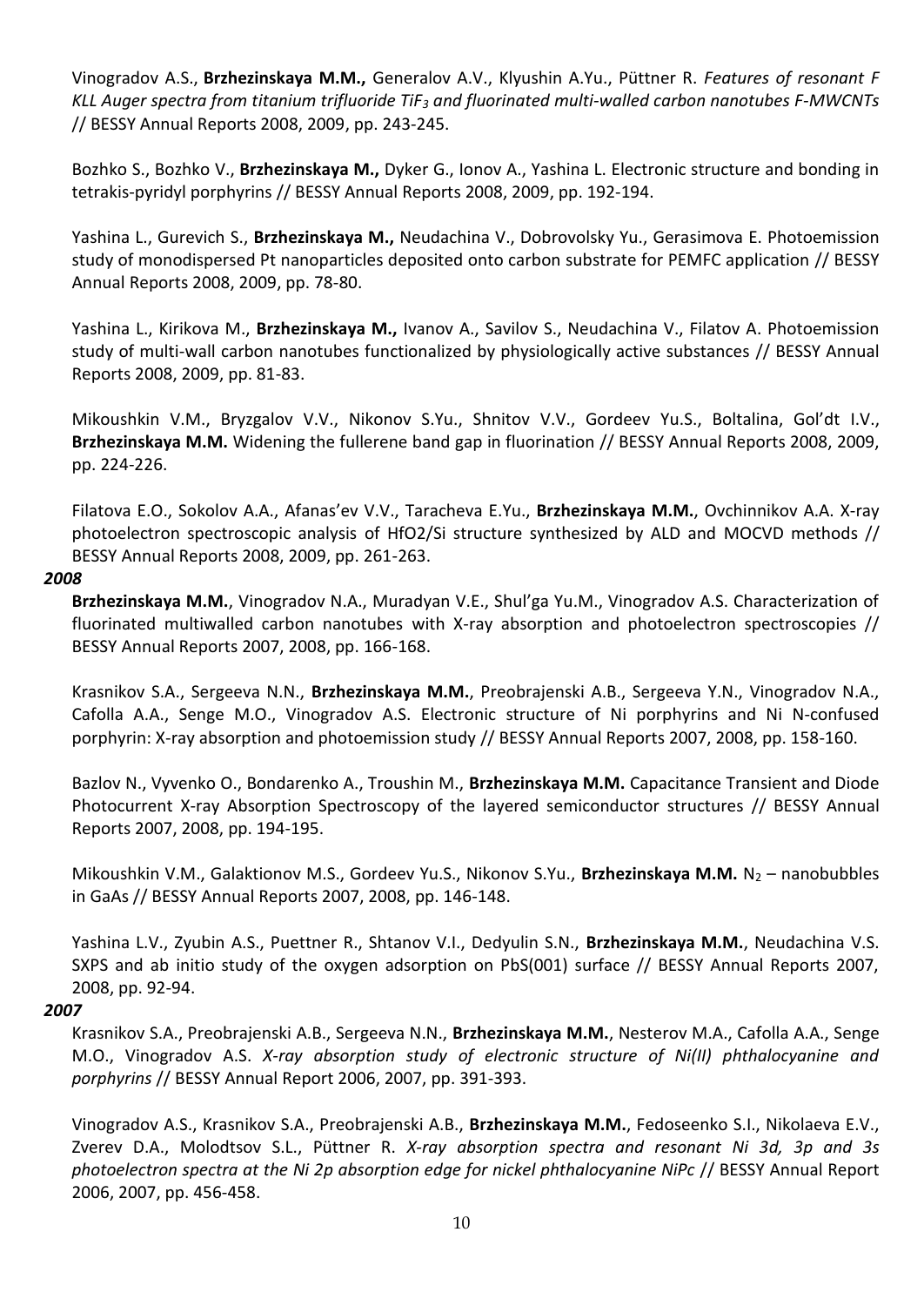Vinogradov A.S., **Brzhezinskaya M.M.,** Generalov A.V., Klyushin A.Yu., Püttner R. *Features of resonant F KLL Auger spectra from titanium trifluoride $TiF_3$ and fluorinated multi-walled carbon nanotubes F-MWCNTs* // BESSY Annual Reports 2008, 2009, pp. 243-245.

Bozhko S., Bozhko V., **Brzhezinskaya M.,** Dyker G., Ionov A., Yashina L. Electronic structure and bonding in tetrakis-pyridyl porphyrins // BESSY Annual Reports 2008, 2009, pp. 192-194.

Yashina L., Gurevich S., **Brzhezinskaya M.,** Neudachina V., Dobrovolsky Yu., Gerasimova E. Photoemission study of monodispersed Pt nanoparticles deposited onto carbon substrate for PEMFC application // BESSY Annual Reports 2008, 2009, pp. 78-80.

Yashina L., Kirikova M., **Brzhezinskaya M.,** Ivanov A., Savilov S., Neudachina V., Filatov A. Photoemission study of multi-wall carbon nanotubes functionalized by physiologically active substances // BESSY Annual Reports 2008, 2009, pp. 81-83.

Mikoushkin V.M., Bryzgalov V.V., Nikonov S.Yu., Shnitov V.V., Gordeev Yu.S., Boltalina, Gol'dt I.V., **Brzhezinskaya M.M.** Widening the fullerene band gap in fluorination // BESSY Annual Reports 2008, 2009, pp. 224-226.

Filatova E.O., Sokolov A.A., Afanas'ev V.V., Taracheva E.Yu., **Brzhezinskaya M.M.**, Ovchinnikov A.A. X-ray photoelectron spectroscopic analysis of HfO2/Si structure synthesized by ALD and MOCVD methods // BESSY Annual Reports 2008, 2009, pp. 261-263.

***2008***

**Brzhezinskaya M.M.**, Vinogradov N.A., Muradyan V.E., Shul'ga Yu.M., Vinogradov A.S. Characterization of fluorinated multiwalled carbon nanotubes with X-ray absorption and photoelectron spectroscopies // BESSY Annual Reports 2007, 2008, pp. 166-168.

Krasnikov S.A., Sergeeva N.N., **Brzhezinskaya M.M.**, Preobrajenski A.B., Sergeeva Y.N., Vinogradov N.A., Cafolla A.A., Senge M.O., Vinogradov A.S. Electronic structure of Ni porphyrins and Ni N-confused porphyrin: X-ray absorption and photoemission study // BESSY Annual Reports 2007, 2008, pp. 158-160.

Bazlov N., Vyvenko O., Bondarenko A., Troushin M., **Brzhezinskaya M.M.** Capacitance Transient and Diode Photocurrent X-ray Absorption Spectroscopy of the layered semiconductor structures // BESSY Annual Reports 2007, 2008, pp. 194-195.

Mikoushkin V.M., Galaktionov M.S., Gordeev Yu.S., Nikonov S.Yu., **Brzhezinskaya M.M.** $N_2$ – nanobubbles in GaAs // BESSY Annual Reports 2007, 2008, pp. 146-148.

Yashina L.V., Zyubin A.S., Puettner R., Shtanov V.I., Dedyulin S.N., **Brzhezinskaya M.M.**, Neudachina V.S. SXPS and ab initio study of the oxygen adsorption on PbS(001) surface // BESSY Annual Reports 2007, 2008, pp. 92-94.

***2007***

Krasnikov S.A., Preobrajenski A.B., Sergeeva N.N., **Brzhezinskaya M.M.**, Nesterov M.A., Cafolla A.A., Senge M.O., Vinogradov A.S. *X-ray absorption study of electronic structure of Ni(II) phthalocyanine and porphyrins* // BESSY Annual Report 2006, 2007, pp. 391-393.

Vinogradov A.S., Krasnikov S.A., Preobrajenski A.B., **Brzhezinskaya M.M.**, Fedoseenko S.I., Nikolaeva E.V., Zverev D.A., Molodtsov S.L., Püttner R. *X-ray absorption spectra and resonant Ni 3d, 3p and 3s photoelectron spectra at the Ni 2p absorption edge for nickel phthalocyanine NiPc* // BESSY Annual Report 2006, 2007, pp. 456-458.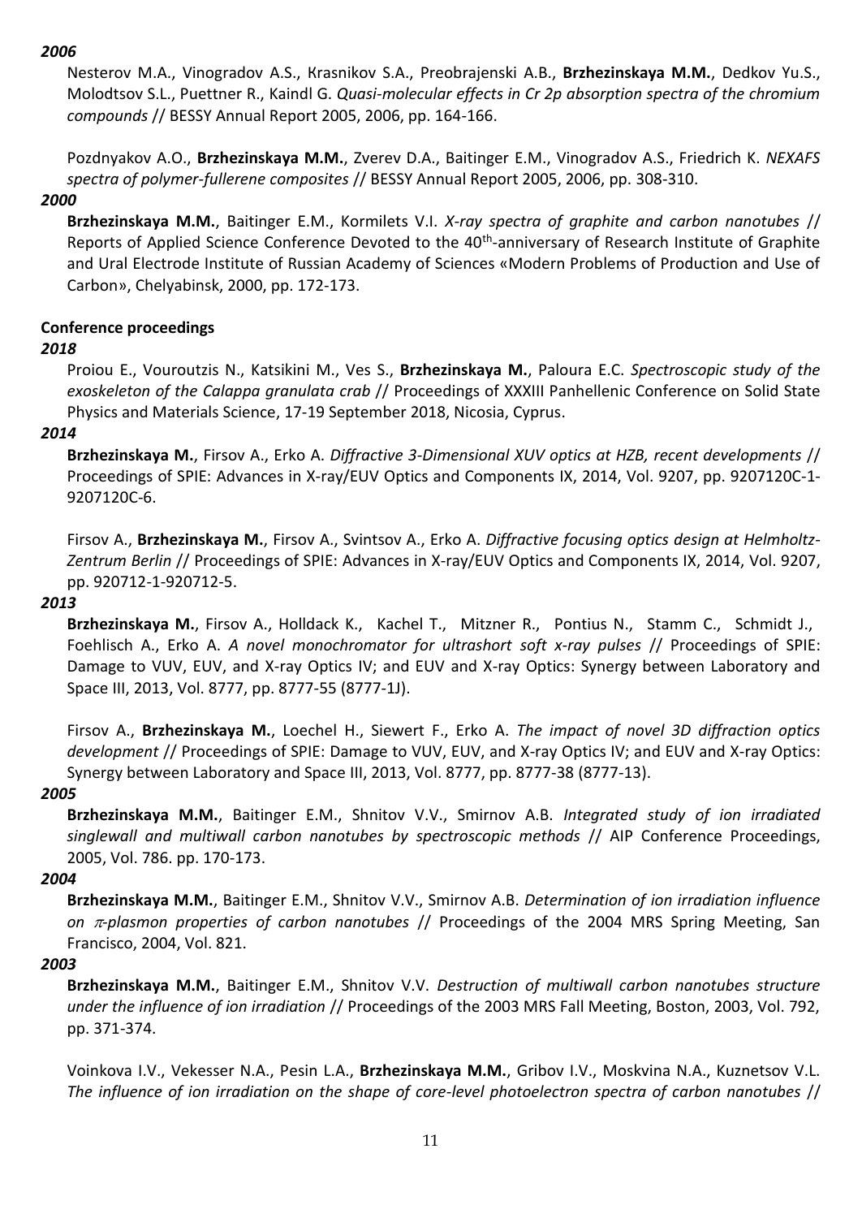***2006***

Nesterov M.A., Vinogradov A.S., Krasnikov S.A., Preobrajenski A.B., **Brzhezinskaya M.M.**, Dedkov Yu.S., Molodtsov S.L., Puettner R., Kaindl G. *Quasi-molecular effects in Cr 2p absorption spectra of the chromium compounds* // BESSY Annual Report 2005, 2006, pp. 164-166.

Pozdnyakov A.O., **Brzhezinskaya M.M.**, Zverev D.A., Baitinger E.M., Vinogradov A.S., Friedrich K. *NEXAFS spectra of polymer-fullerene composites* // BESSY Annual Report 2005, 2006, pp. 308-310.

***2000***

**Brzhezinskaya M.M.**, Baitinger E.M., Kormilets V.I. *X-ray spectra of graphite and carbon nanotubes* // Reports of Applied Science Conference Devoted to the 40[th]-anniversary of Research Institute of Graphite and Ural Electrode Institute of Russian Academy of Sciences «Modern Problems of Production and Use of Carbon», Chelyabinsk, 2000, pp. 172-173.

**Conference proceedings**

***2018***

Proiou E., Vouroutzis N., Katsikini M., Ves S., **Brzhezinskaya M.**, Paloura E.C. *Spectroscopic study of the exoskeleton of the Calappa granulata crab* // Proceedings of XXXIII Panhellenic Conference on Solid State Physics and Materials Science, 17-19 September 2018, Nicosia, Cyprus.

***2014***

**Brzhezinskaya M.**, Firsov A., Erko A. *Diffractive 3-Dimensional XUV optics at HZB, recent developments* // Proceedings of SPIE: Advances in X-ray/EUV Optics and Components IX, 2014, Vol. 9207, pp. 9207120C-1-9207120C-6.

Firsov A., **Brzhezinskaya M.**, Firsov A., Svintsov A., Erko A. *Diffractive focusing optics design at Helmholtz-Zentrum Berlin* // Proceedings of SPIE: Advances in X-ray/EUV Optics and Components IX, 2014, Vol. 9207, pp. 920712-1-920712-5.

***2013***

**Brzhezinskaya M.**, Firsov A., Holldack K., Kachel T., Mitzner R., Pontius N., Stamm C., Schmidt J., Foehlisch A., Erko A. *A novel monochromator for ultrashort soft x-ray pulses* // Proceedings of SPIE: Damage to VUV, EUV, and X-ray Optics IV; and EUV and X-ray Optics: Synergy between Laboratory and Space III, 2013, Vol. 8777, pp. 8777-55 (8777-1J).

Firsov A., **Brzhezinskaya M.**, Loechel H., Siewert F., Erko A. *The impact of novel 3D diffraction optics development* // Proceedings of SPIE: Damage to VUV, EUV, and X-ray Optics IV; and EUV and X-ray Optics: Synergy between Laboratory and Space III, 2013, Vol. 8777, pp. 8777-38 (8777-13).

***2005***

**Brzhezinskaya M.M.**, Baitinger E.M., Shnitov V.V., Smirnov A.B. *Integrated study of ion irradiated singlewall and multiwall carbon nanotubes by spectroscopic methods* // AIP Conference Proceedings, 2005, Vol. 786. pp. 170-173.

***2004***

**Brzhezinskaya M.M.**, Baitinger E.M., Shnitov V.V., Smirnov A.B. *Determination of ion irradiation influence on $\pi$-plasmon properties of carbon nanotubes* // Proceedings of the 2004 MRS Spring Meeting, San Francisco, 2004, Vol. 821.

***2003***

**Brzhezinskaya M.M.**, Baitinger E.M., Shnitov V.V. *Destruction of multiwall carbon nanotubes structure under the influence of ion irradiation* // Proceedings of the 2003 MRS Fall Meeting, Boston, 2003, Vol. 792, pp. 371-374.

Voinkova I.V., Vekesser N.A., Pesin L.A., **Brzhezinskaya M.M.**, Gribov I.V., Moskvina N.A., Kuznetsov V.L. *The influence of ion irradiation on the shape of core-level photoelectron spectra of carbon nanotubes* //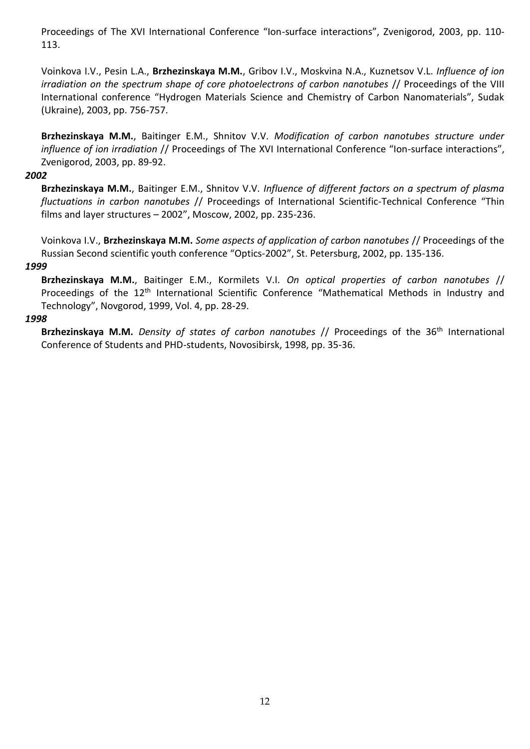Proceedings of The XVI International Conference "Ion-surface interactions", Zvenigorod, 2003, pp. 110-113.

Voinkova I.V., Pesin L.A., **Brzhezinskaya M.M.**, Gribov I.V., Moskvina N.A., Kuznetsov V.L. *Influence of ion irradiation on the spectrum shape of core photoelectrons of carbon nanotubes* // Proceedings of the VIII International conference "Hydrogen Materials Science and Chemistry of Carbon Nanomaterials", Sudak (Ukraine), 2003, pp. 756-757.

**Brzhezinskaya M.M.**, Baitinger E.M., Shnitov V.V. *Modification of carbon nanotubes structure under influence of ion irradiation* // Proceedings of The XVI International Conference "Ion-surface interactions", Zvenigorod, 2003, pp. 89-92.

***2002***

**Brzhezinskaya M.M.**, Baitinger E.M., Shnitov V.V. *Influence of different factors on a spectrum of plasma fluctuations in carbon nanotubes* // Proceedings of International Scientific-Technical Conference "Thin films and layer structures – 2002", Moscow, 2002, pp. 235-236.

Voinkova I.V., **Brzhezinskaya M.M.** *Some aspects of application of carbon nanotubes* // Proceedings of the Russian Second scientific youth conference "Optics-2002", St. Petersburg, 2002, pp. 135-136.

***1999***

**Brzhezinskaya M.M.**, Baitinger E.M., Kormilets V.I. *On optical properties of carbon nanotubes* // Proceedings of the 12th International Scientific Conference "Mathematical Methods in Industry and Technology", Novgorod, 1999, Vol. 4, pp. 28-29.

***1998***

**Brzhezinskaya M.M.** *Density of states of carbon nanotubes* // Proceedings of the 36th International Conference of Students and PHD-students, Novosibirsk, 1998, pp. 35-36.